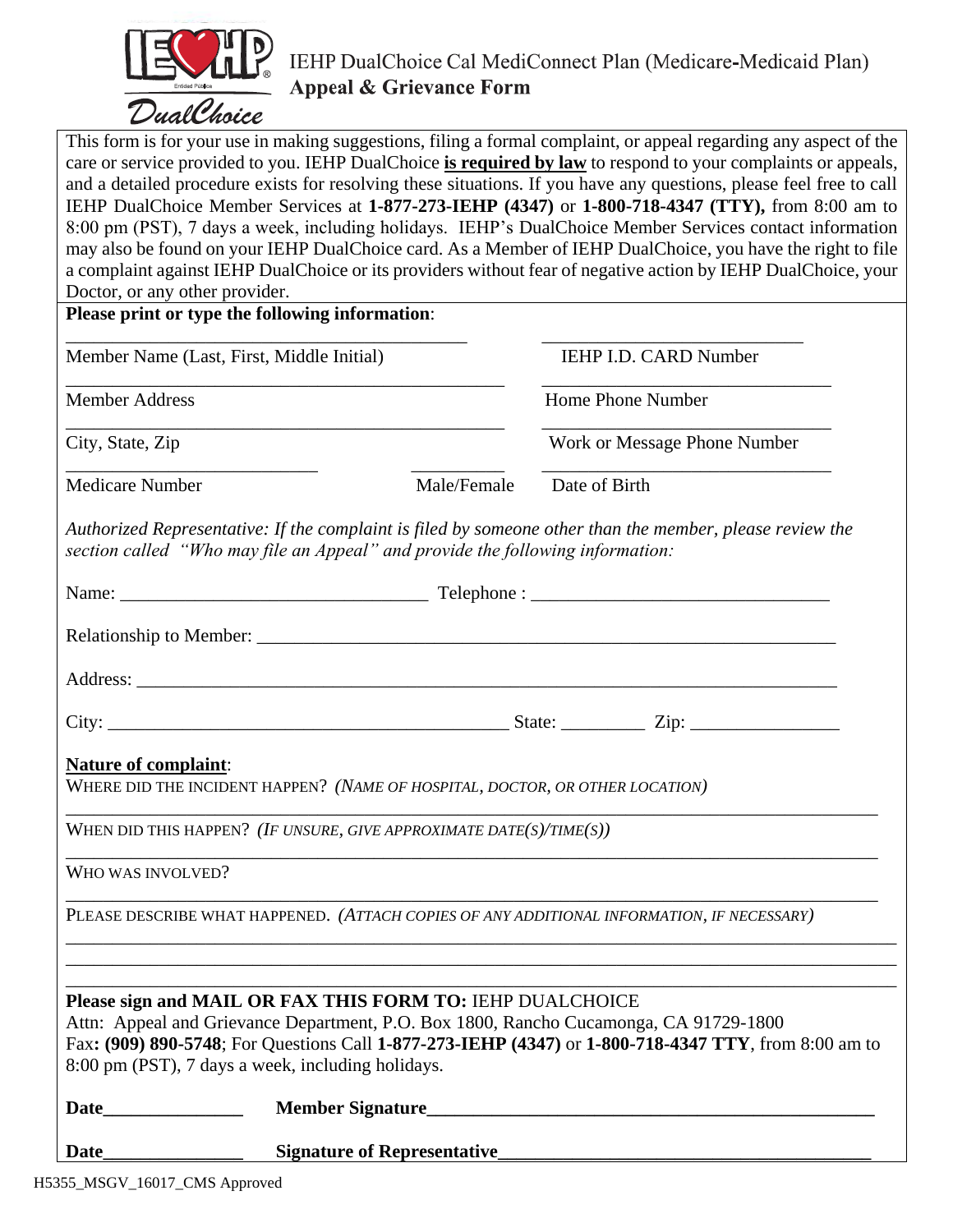# IEHP DualChoice Cal MediConnect Plan (Medicare-Medicaid Plan)
## Appeal & Grievance Form

This form is for your use in making suggestions, filing a formal complaint, or appeal regarding any aspect of the care or service provided to you. IEHP DualChoice **is required by law** to respond to your complaints or appeals, and a detailed procedure exists for resolving these situations. If you have any questions, please feel free to call IEHP DualChoice Member Services at **1-877-273-IEHP (4347)** or **1-800-718-4347 (TTY),** from 8:00 am to 8:00 pm (PST), 7 days a week, including holidays. IEHP's DualChoice Member Services contact information may also be found on your IEHP DualChoice card. As a Member of IEHP DualChoice, you have the right to file a complaint against IEHP DualChoice or its providers without fear of negative action by IEHP DualChoice, your Doctor, or any other provider.

**Please print or type the following information**:

_______________________________________ &nbsp;&nbsp;&nbsp; _________________________
Member Name (Last, First, Middle Initial) &nbsp;&nbsp;&nbsp; IEHP I.D. CARD Number

_______________________________________ &nbsp;&nbsp;&nbsp; _________________________
Member Address &nbsp;&nbsp;&nbsp; Home Phone Number

_______________________________________ &nbsp;&nbsp;&nbsp; _________________________
City, State, Zip &nbsp;&nbsp;&nbsp; Work or Message Phone Number

_________________________ &nbsp;&nbsp;&nbsp; __________ &nbsp;&nbsp;&nbsp; _________________________
Medicare Number &nbsp;&nbsp;&nbsp; Male/Female &nbsp;&nbsp;&nbsp; Date of Birth

*Authorized Representative: If the complaint is filed by someone other than the member, please review the section called "Who may file an Appeal" and provide the following information:*

Name: ______________________________ Telephone : ______________________________

Relationship to Member: ________________________________________________________

Address: ______________________________________________________________________

City: ________________________________________ State: _________ Zip: ________________

**Nature of complaint**:

WHERE DID THE INCIDENT HAPPEN? *(NAME OF HOSPITAL, DOCTOR, OR OTHER LOCATION)*

_______________________________________________________________________________

WHEN DID THIS HAPPEN? *(IF UNSURE, GIVE APPROXIMATE DATE(S)/TIME(S))*

_______________________________________________________________________________

WHO WAS INVOLVED?

_______________________________________________________________________________

PLEASE DESCRIBE WHAT HAPPENED. *(ATTACH COPIES OF ANY ADDITIONAL INFORMATION, IF NECESSARY)*

_______________________________________________________________________________

_______________________________________________________________________________

_______________________________________________________________________________

**Please sign and MAIL OR FAX THIS FORM TO:** IEHP DUALCHOICE
Attn: Appeal and Grievance Department, P.O. Box 1800, Rancho Cucamonga, CA 91729-1800
Fax**: (909) 890-5748**; For Questions Call **1-877-273-IEHP (4347)** or **1-800-718-4347 TTY**, from 8:00 am to 8:00 pm (PST), 7 days a week, including holidays.

**Date**_______________ &nbsp;&nbsp;&nbsp; **Member Signature**_______________________________________

**Date**_______________ &nbsp;&nbsp;&nbsp; **Signature of Representative**_______________________________

H5355_MSGV_16017_CMS Approved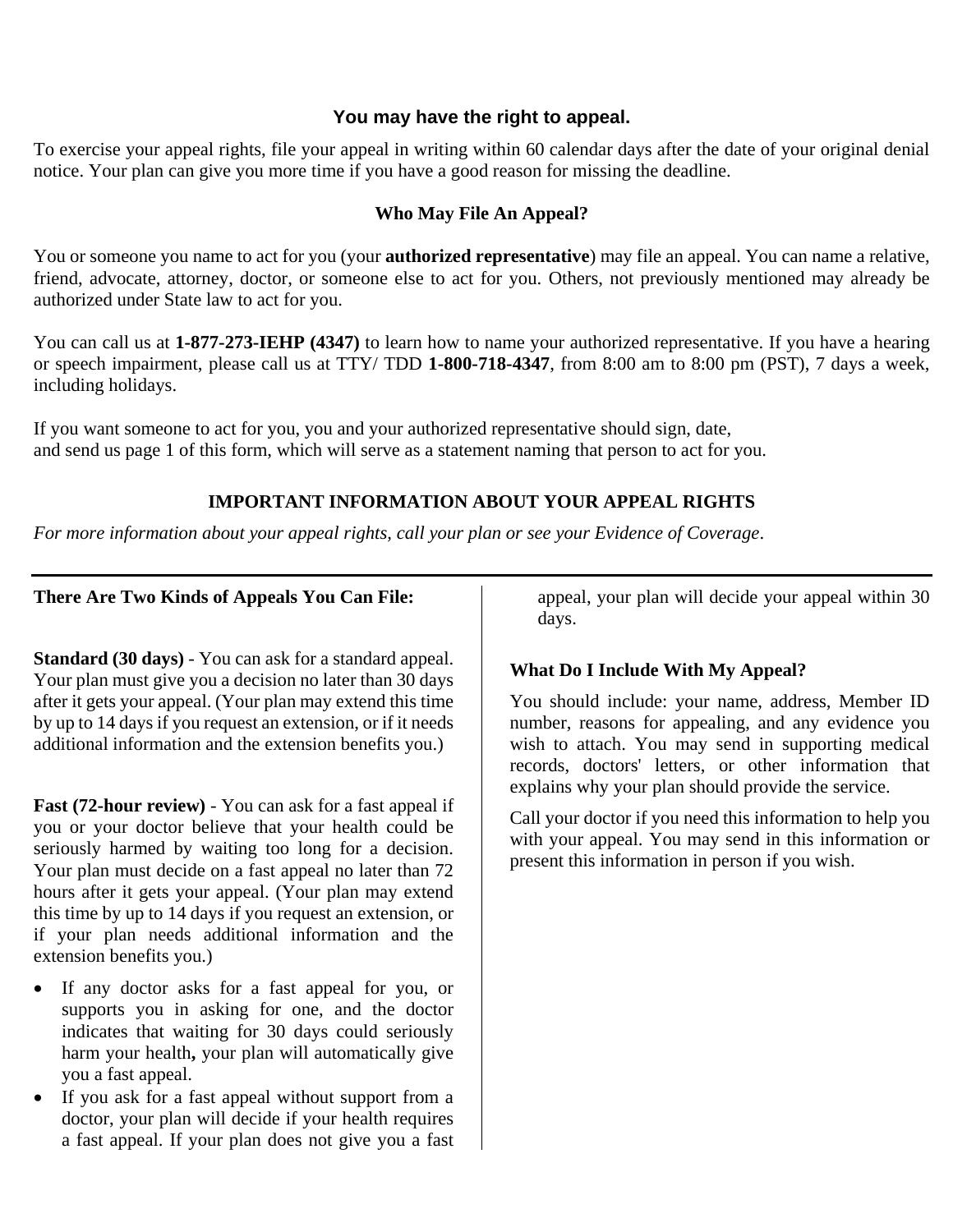## You may have the right to appeal.

To exercise your appeal rights, file your appeal in writing within 60 calendar days after the date of your original denial notice. Your plan can give you more time if you have a good reason for missing the deadline.

### Who May File An Appeal?

You or someone you name to act for you (your **authorized representative**) may file an appeal. You can name a relative, friend, advocate, attorney, doctor, or someone else to act for you. Others, not previously mentioned may already be authorized under State law to act for you.

You can call us at **1-877-273-IEHP (4347)** to learn how to name your authorized representative. If you have a hearing or speech impairment, please call us at TTY/ TDD **1-800-718-4347**, from 8:00 am to 8:00 pm (PST), 7 days a week, including holidays.

If you want someone to act for you, you and your authorized representative should sign, date, and send us page 1 of this form, which will serve as a statement naming that person to act for you.

### IMPORTANT INFORMATION ABOUT YOUR APPEAL RIGHTS

*For more information about your appeal rights, call your plan or see your Evidence of Coverage*.

---

**There Are Two Kinds of Appeals You Can File:**

**Standard (30 days)** - You can ask for a standard appeal. Your plan must give you a decision no later than 30 days after it gets your appeal. (Your plan may extend this time by up to 14 days if you request an extension, or if it needs additional information and the extension benefits you.)

**Fast (72-hour review)** - You can ask for a fast appeal if you or your doctor believe that your health could be seriously harmed by waiting too long for a decision. Your plan must decide on a fast appeal no later than 72 hours after it gets your appeal. (Your plan may extend this time by up to 14 days if you request an extension, or if your plan needs additional information and the extension benefits you.)

- If any doctor asks for a fast appeal for you, or supports you in asking for one, and the doctor indicates that waiting for 30 days could seriously harm your health**,** your plan will automatically give you a fast appeal.
- If you ask for a fast appeal without support from a doctor, your plan will decide if your health requires a fast appeal. If your plan does not give you a fast appeal, your plan will decide your appeal within 30 days.

**What Do I Include With My Appeal?**

You should include: your name, address, Member ID number, reasons for appealing, and any evidence you wish to attach. You may send in supporting medical records, doctors' letters, or other information that explains why your plan should provide the service.

Call your doctor if you need this information to help you with your appeal. You may send in this information or present this information in person if you wish.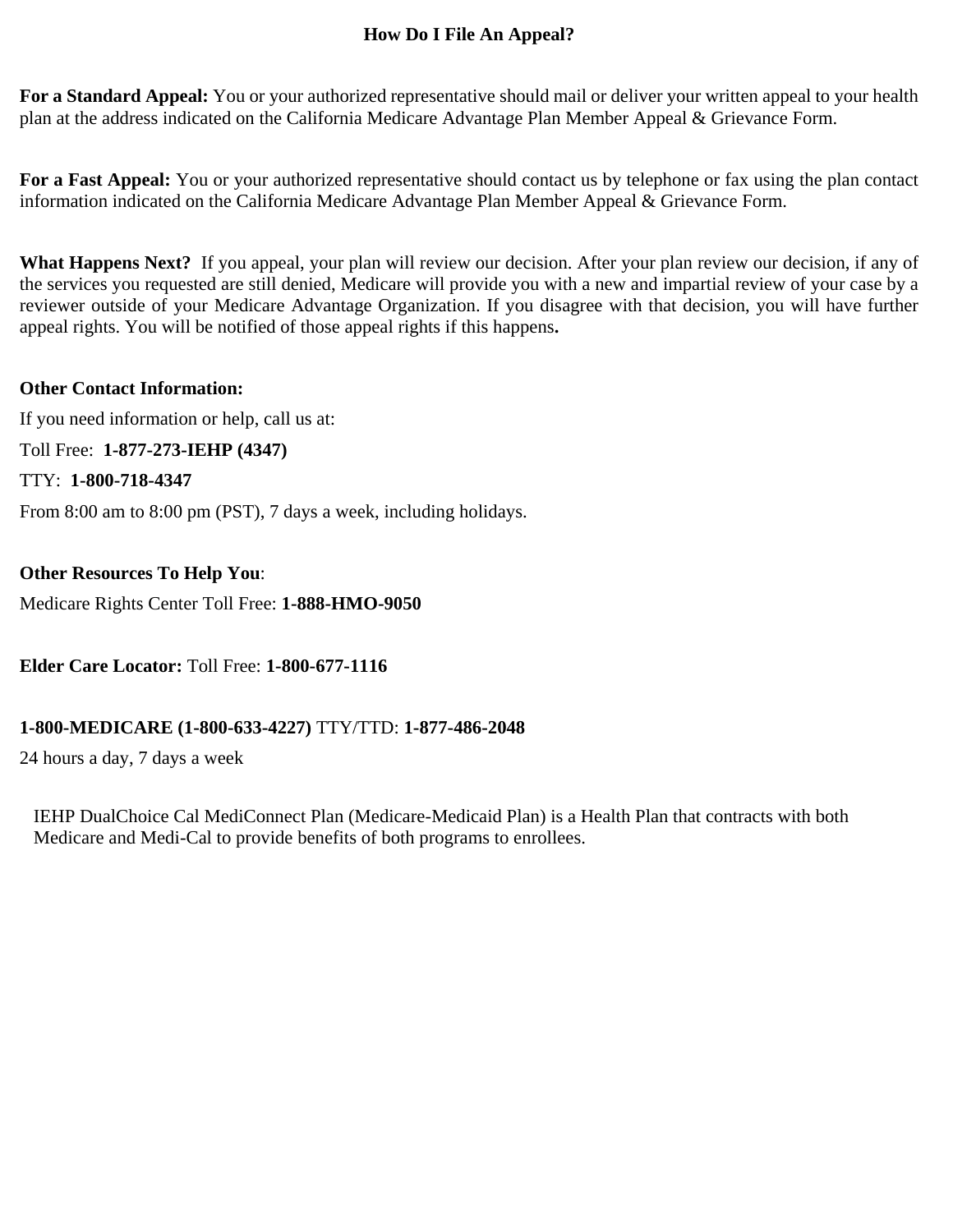# How Do I File An Appeal?

**For a Standard Appeal:** You or your authorized representative should mail or deliver your written appeal to your health plan at the address indicated on the California Medicare Advantage Plan Member Appeal & Grievance Form.

**For a Fast Appeal:** You or your authorized representative should contact us by telephone or fax using the plan contact information indicated on the California Medicare Advantage Plan Member Appeal & Grievance Form.

**What Happens Next?** If you appeal, your plan will review our decision. After your plan review our decision, if any of the services you requested are still denied, Medicare will provide you with a new and impartial review of your case by a reviewer outside of your Medicare Advantage Organization. If you disagree with that decision, you will have further appeal rights. You will be notified of those appeal rights if this happens**.**

**Other Contact Information:**

If you need information or help, call us at:

Toll Free: **1-877-273-IEHP (4347)**

TTY: **1-800-718-4347**

From 8:00 am to 8:00 pm (PST), 7 days a week, including holidays.

**Other Resources To Help You**:

Medicare Rights Center Toll Free: **1-888-HMO-9050**

**Elder Care Locator:** Toll Free: **1-800-677-1116**

**1-800-MEDICARE (1-800-633-4227)** TTY/TTD: **1-877-486-2048**

24 hours a day, 7 days a week

IEHP DualChoice Cal MediConnect Plan (Medicare-Medicaid Plan) is a Health Plan that contracts with both Medicare and Medi-Cal to provide benefits of both programs to enrollees.